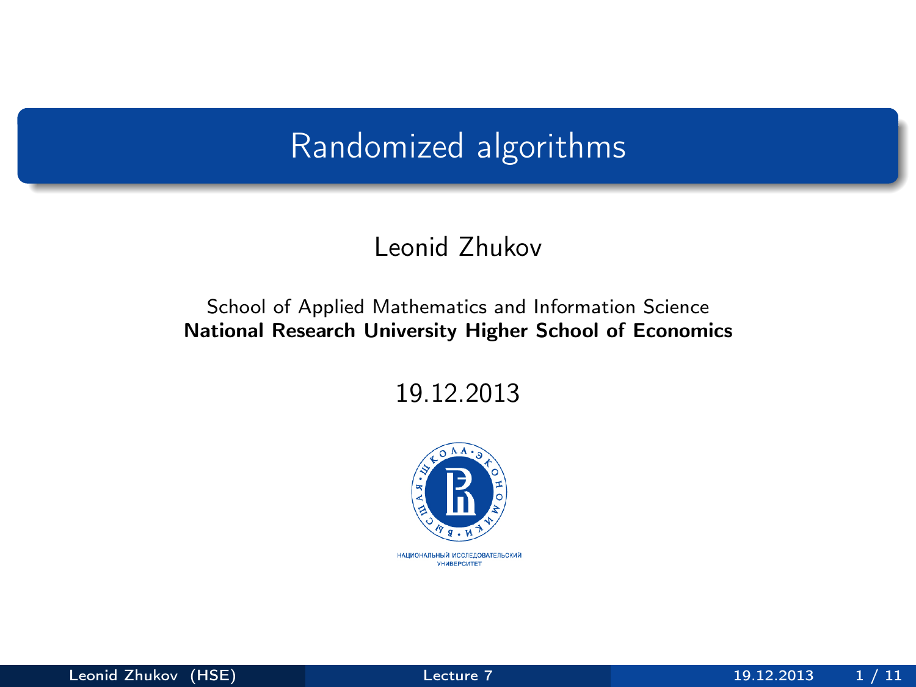# Randomized algorithms

Leonid Zhukov

School of Applied Mathematics and Information Science
**National Research University Higher School of Economics**

19.12.2013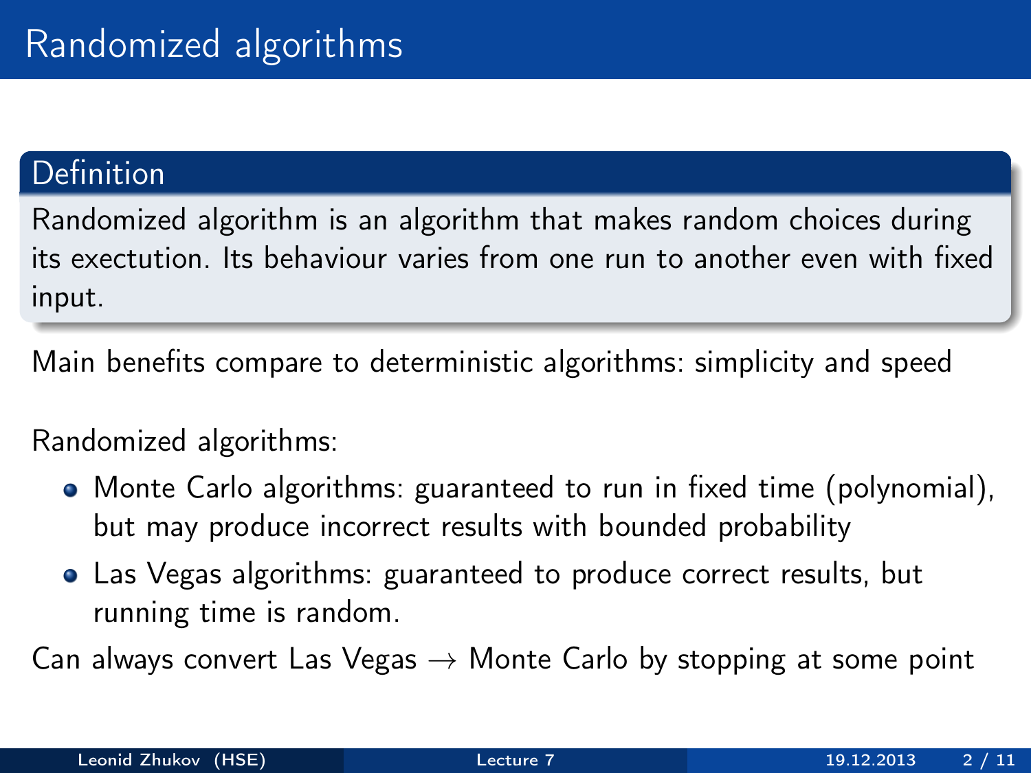# Randomized algorithms

**Definition**

Randomized algorithm is an algorithm that makes random choices during its exectution. Its behaviour varies from one run to another even with fixed input.

Main benefits compare to deterministic algorithms: simplicity and speed

Randomized algorithms:

- Monte Carlo algorithms: guaranteed to run in fixed time (polynomial), but may produce incorrect results with bounded probability
- Las Vegas algorithms: guaranteed to produce correct results, but running time is random.

Can always convert Las Vegas $\rightarrow$ Monte Carlo by stopping at some point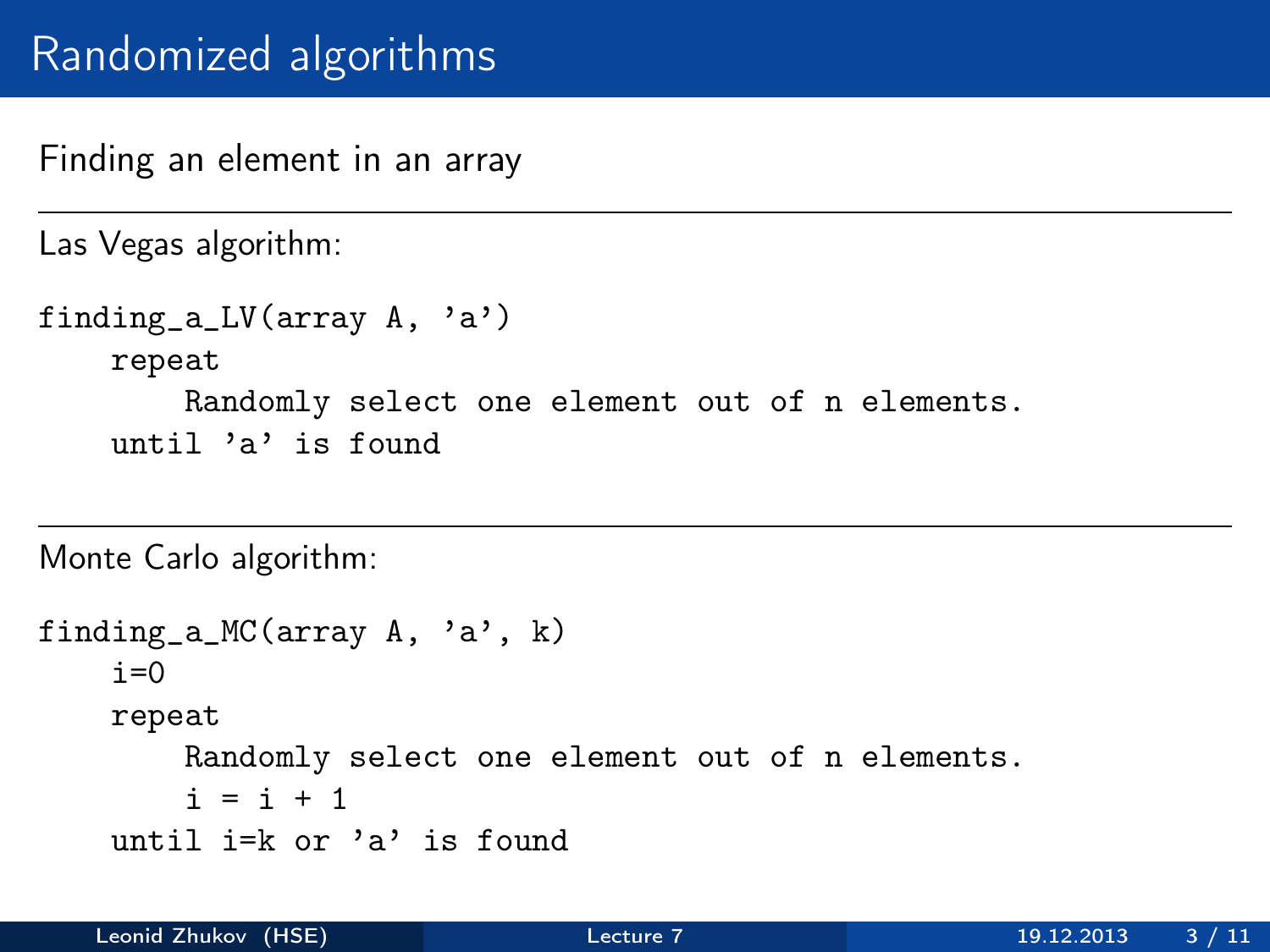# Randomized algorithms

Finding an element in an array

---

Las Vegas algorithm:

```
finding_a_LV(array A, 'a')
    repeat
        Randomly select one element out of n elements.
    until 'a' is found
```

---

Monte Carlo algorithm:

```
finding_a_MC(array A, 'a', k)
    i=0
    repeat
        Randomly select one element out of n elements.
        i = i + 1
    until i=k or 'a' is found
```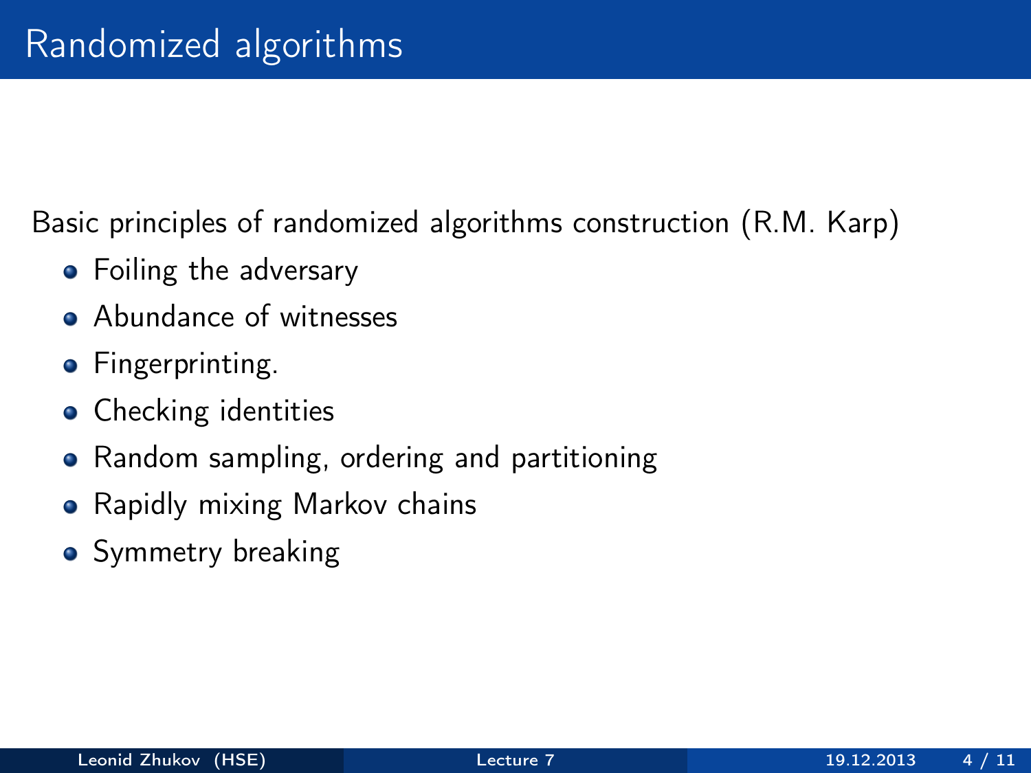# Randomized algorithms

Basic principles of randomized algorithms construction (R.M. Karp)

- Foiling the adversary
- Abundance of witnesses
- Fingerprinting.
- Checking identities
- Random sampling, ordering and partitioning
- Rapidly mixing Markov chains
- Symmetry breaking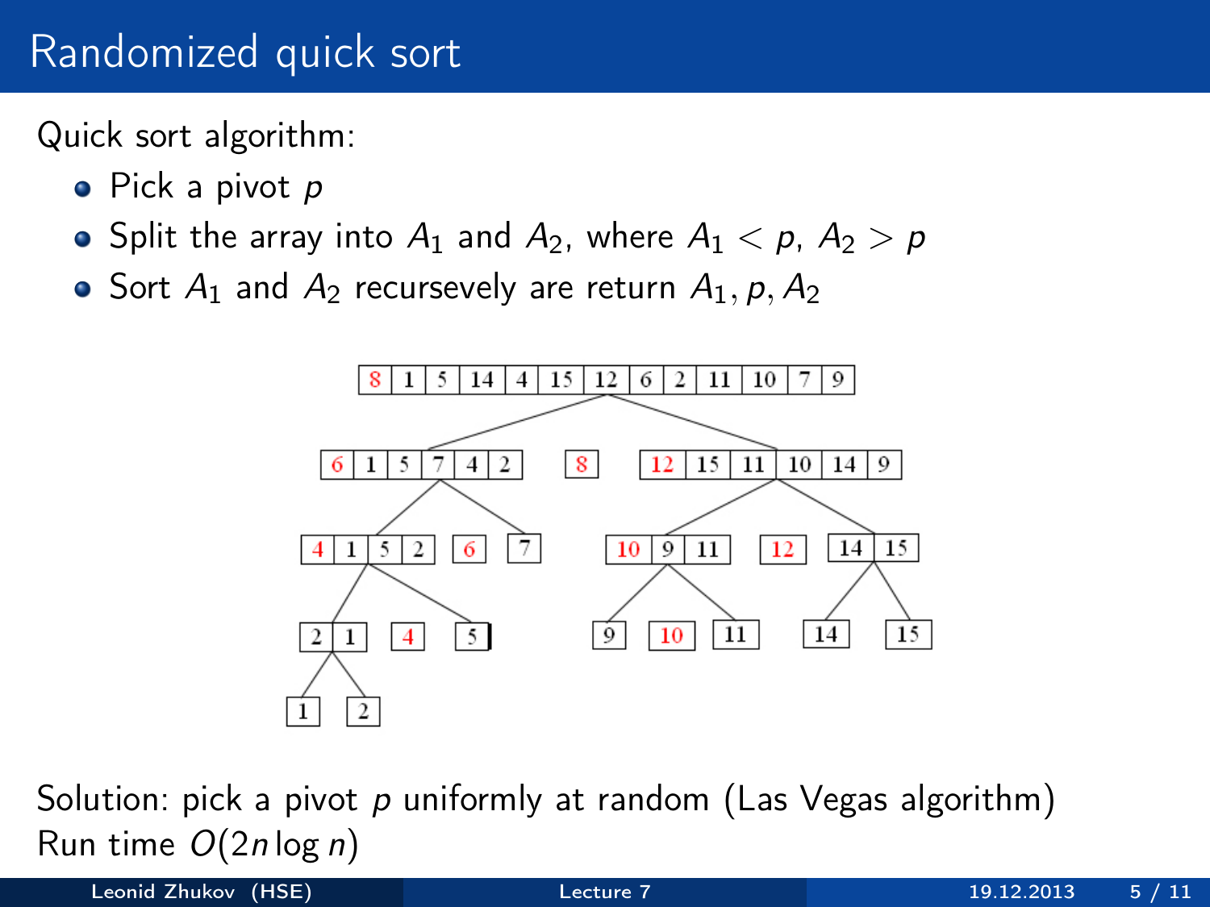# Randomized quick sort

Quick sort algorithm:

- Pick a pivot $p$
- Split the array into $A_1$ and $A_2$, where $A_1 < p$, $A_2 > p$
- Sort $A_1$ and $A_2$ recursevely are return $A_1, p, A_2$

Solution: pick a pivot $p$ uniformly at random (Las Vegas algorithm)
Run time $O(2n \log n)$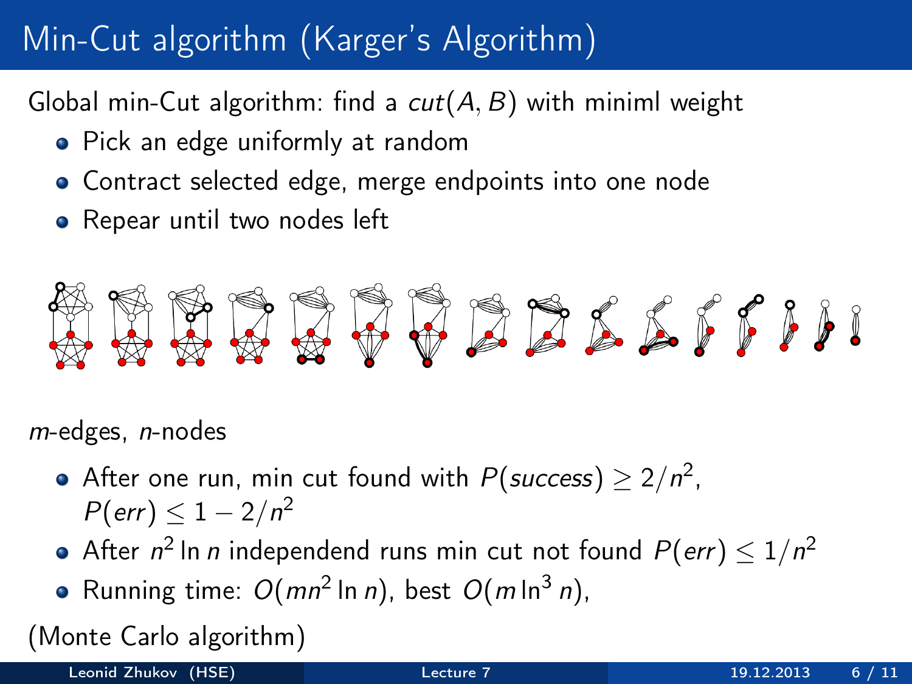# Min-Cut algorithm (Karger's Algorithm)

Global min-Cut algorithm: find a $cut(A, B)$ with miniml weight

- Pick an edge uniformly at random
- Contract selected edge, merge endpoints into one node
- Repear until two nodes left

$m$-edges, $n$-nodes

- After one run, min cut found with $P(success) \geq 2/n^2$, $P(err) \leq 1 - 2/n^2$
- After $n^2 \ln n$ independend runs min cut not found $P(err) \leq 1/n^2$
- Running time: $O(mn^2 \ln n)$, best $O(m \ln^3 n)$,

(Monte Carlo algorithm)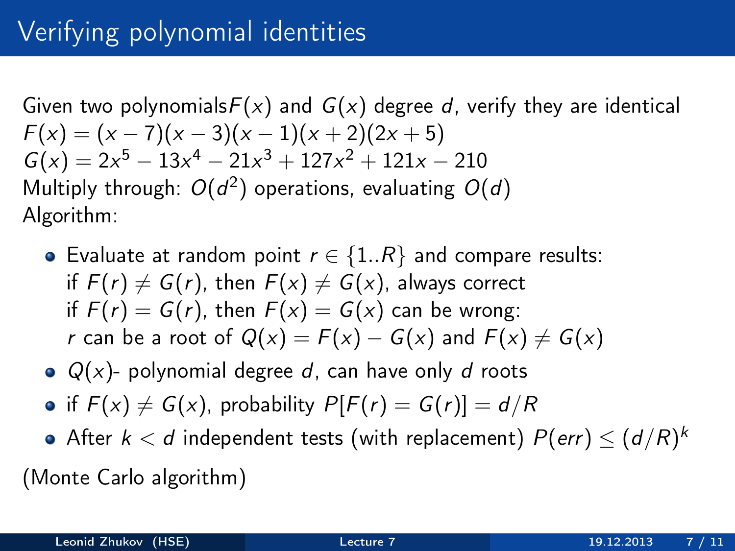# Verifying polynomial identities

Given two polynomials $F(x)$ and $G(x)$ degree $d$, verify they are identical
$F(x) = (x-7)(x-3)(x-1)(x+2)(2x+5)$
$G(x) = 2x^5 - 13x^4 - 21x^3 + 127x^2 + 121x - 210$
Multiply through: $O(d^2)$ operations, evaluating $O(d)$
Algorithm:

- Evaluate at random point $r \in \{1..R\}$ and compare results:
  if $F(r) \neq G(r)$, then $F(x) \neq G(x)$, always correct
  if $F(r) = G(r)$, then $F(x) = G(x)$ can be wrong:
  $r$ can be a root of $Q(x) = F(x) - G(x)$ and $F(x) \neq G(x)$
- $Q(x)$- polynomial degree $d$, can have only $d$ roots
- if $F(x) \neq G(x)$, probability $P[F(r) = G(r)] = d/R$
- After $k < d$ independent tests (with replacement) $P(err) \leq (d/R)^k$

(Monte Carlo algorithm)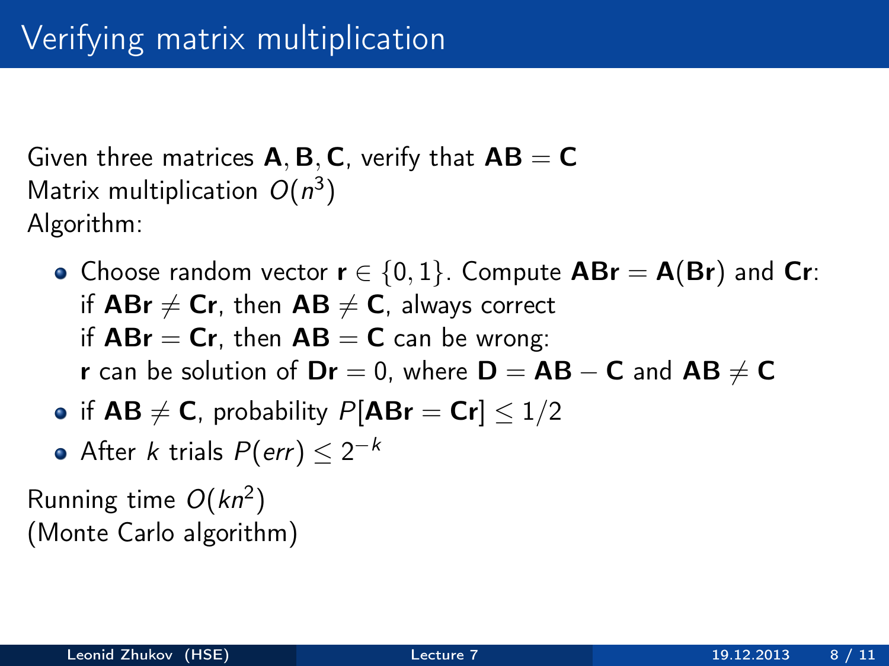# Verifying matrix multiplication

Given three matrices $\mathbf{A}, \mathbf{B}, \mathbf{C}$, verify that $\mathbf{AB} = \mathbf{C}$
Matrix multiplication $O(n^3)$
Algorithm:

- Choose random vector $\mathbf{r} \in \{0, 1\}$. Compute $\mathbf{ABr} = \mathbf{A}(\mathbf{Br})$ and $\mathbf{Cr}$:
  if $\mathbf{ABr} \neq \mathbf{Cr}$, then $\mathbf{AB} \neq \mathbf{C}$, always correct
  if $\mathbf{ABr} = \mathbf{Cr}$, then $\mathbf{AB} = \mathbf{C}$ can be wrong:
  $\mathbf{r}$ can be solution of $\mathbf{Dr} = 0$, where $\mathbf{D} = \mathbf{AB} - \mathbf{C}$ and $\mathbf{AB} \neq \mathbf{C}$
- if $\mathbf{AB} \neq \mathbf{C}$, probability $P[\mathbf{ABr} = \mathbf{Cr}] \leq 1/2$
- After $k$ trials $P(err) \leq 2^{-k}$

Running time $O(kn^2)$
(Monte Carlo algorithm)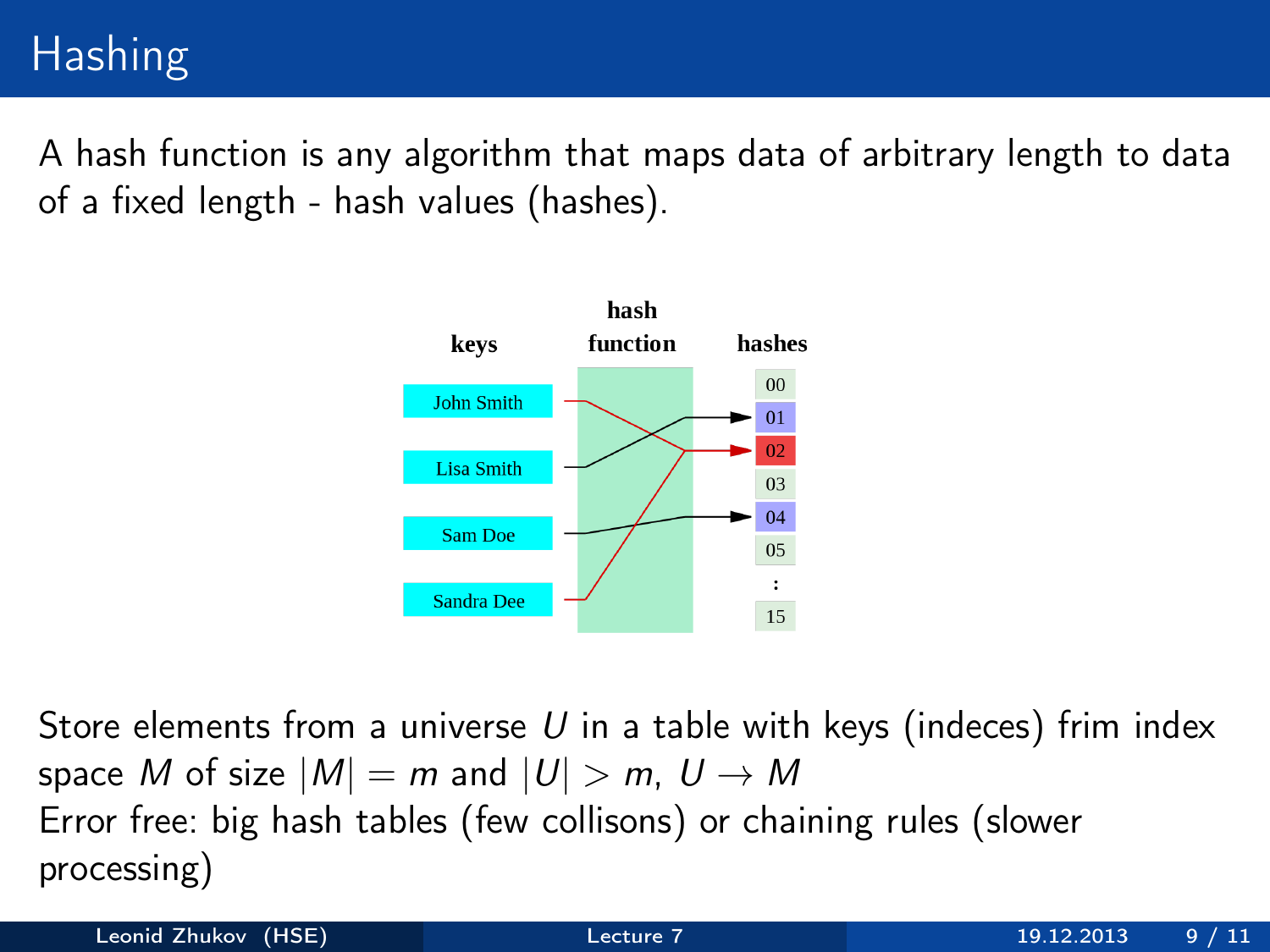# Hashing

A hash function is any algorithm that maps data of arbitrary length to data of a fixed length - hash values (hashes).

Store elements from a universe $U$ in a table with keys (indeces) frim index space $M$ of size $|M| = m$ and $|U| > m$, $U \rightarrow M$

Error free: big hash tables (few collisons) or chaining rules (slower processing)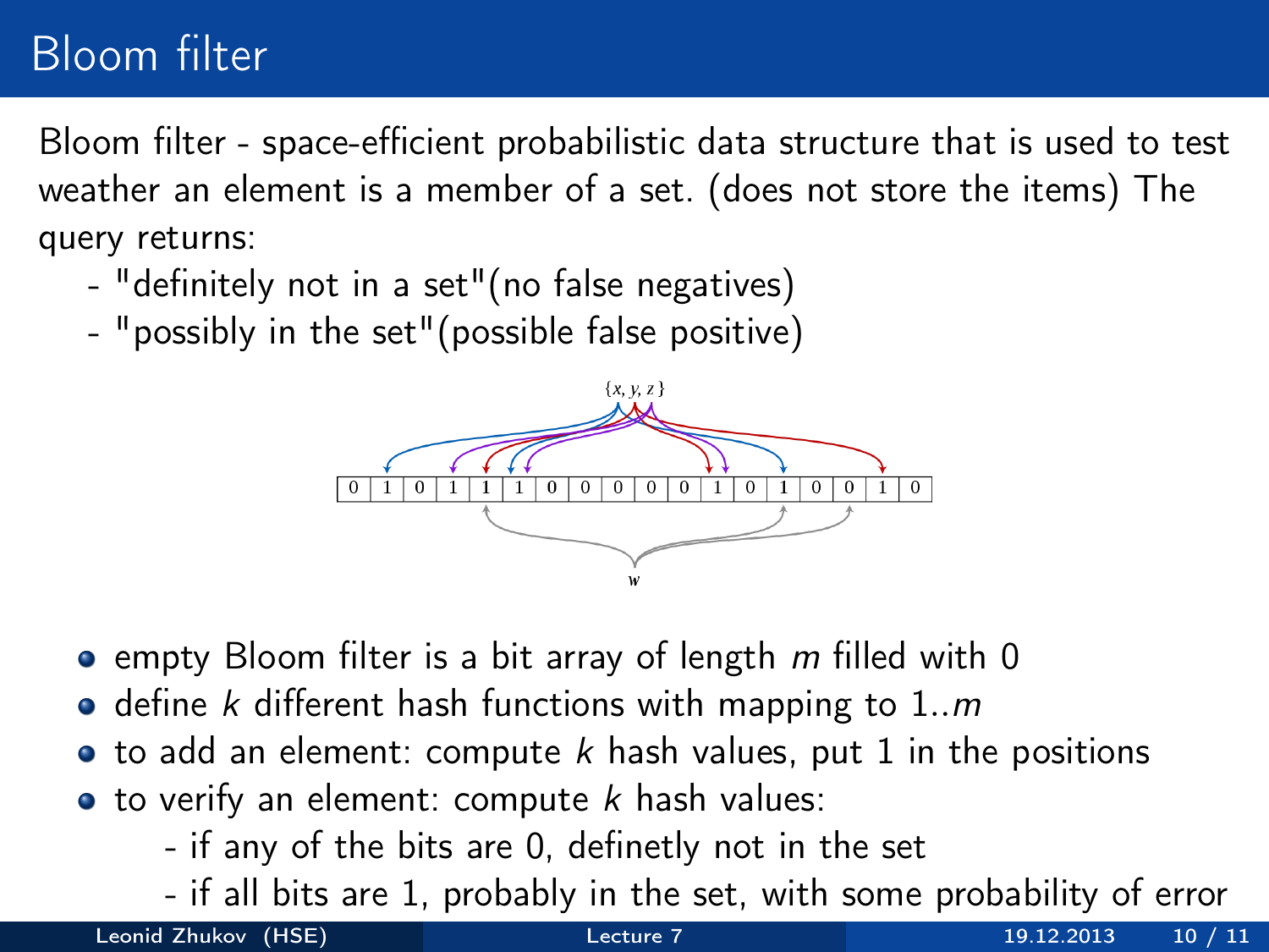# Bloom filter

Bloom filter - space-efficient probabilistic data structure that is used to test weather an element is a member of a set. (does not store the items) The query returns:

- "definitely not in a set"(no false negatives)
- "possibly in the set"(possible false positive)

- empty Bloom filter is a bit array of length $m$ filled with 0
- define $k$ different hash functions with mapping to $1..m$
- to add an element: compute $k$ hash values, put 1 in the positions
- to verify an element: compute $k$ hash values:
  - if any of the bits are 0, definetly not in the set
  - if all bits are 1, probably in the set, with some probability of error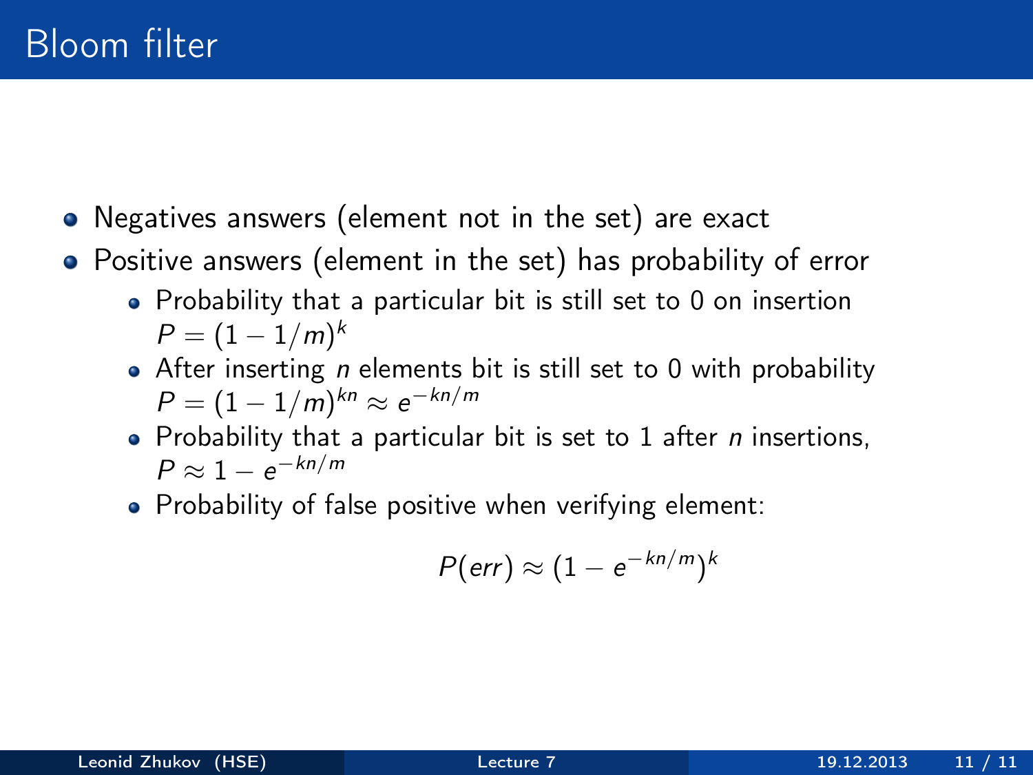# Bloom filter

- Negatives answers (element not in the set) are exact
- Positive answers (element in the set) has probability of error
  - Probability that a particular bit is still set to 0 on insertion $P = (1 - 1/m)^k$
  - After inserting $n$ elements bit is still set to 0 with probability $P = (1 - 1/m)^{kn} \approx e^{-kn/m}$
  - Probability that a particular bit is set to 1 after $n$ insertions, $P \approx 1 - e^{-kn/m}$
  - Probability of false positive when verifying element:

$$P(err) \approx (1 - e^{-kn/m})^k$$